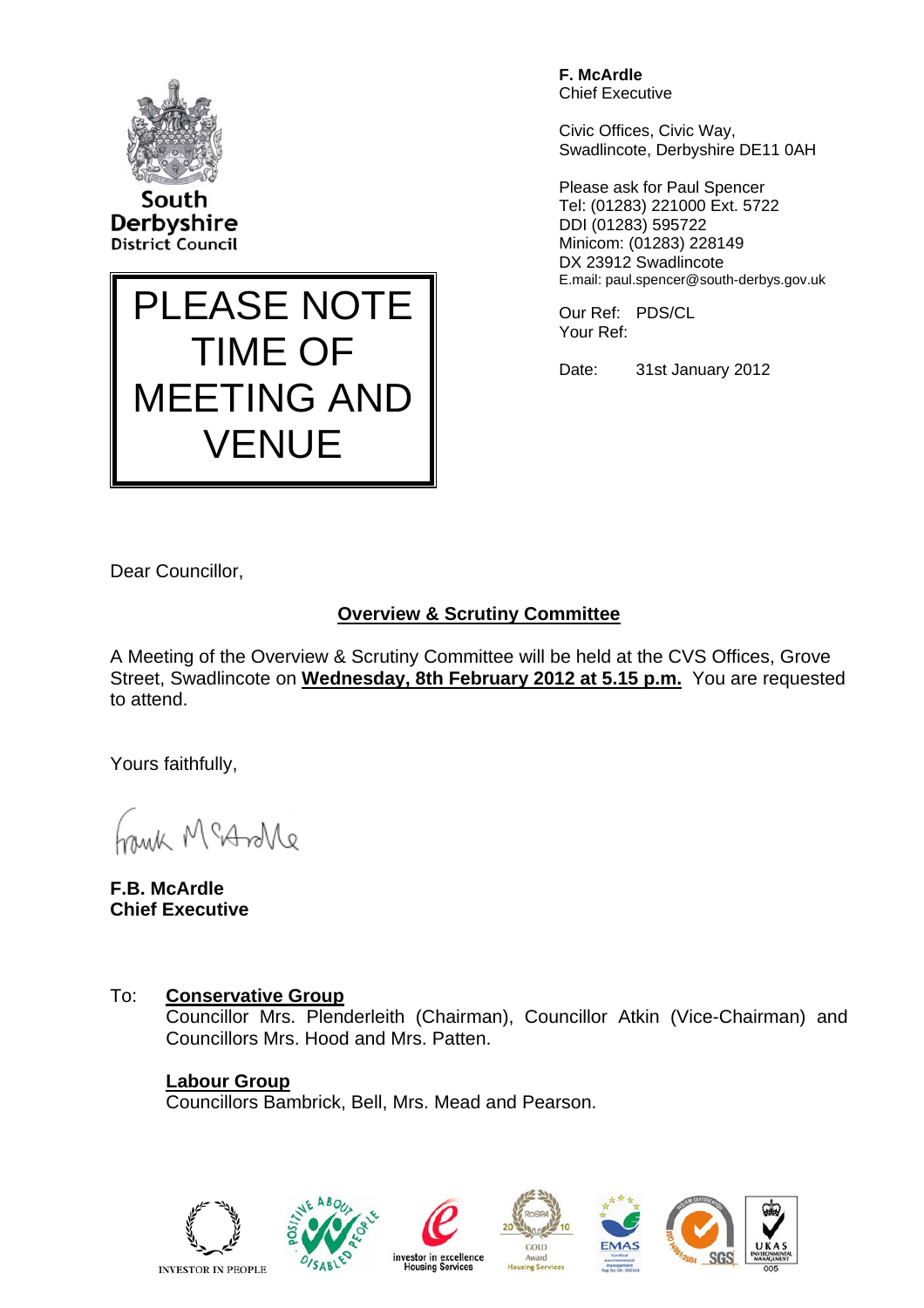South Derbyshire District Council

**PLEASE NOTE TIME OF MEETING AND VENUE**

**F. McArdle**
Chief Executive

Civic Offices, Civic Way,
Swadlincote, Derbyshire DE11 0AH

Please ask for Paul Spencer
Tel: (01283) 221000 Ext. 5722
DDI (01283) 595722
Minicom: (01283) 228149
DX 23912 Swadlincote
E.mail: paul.spencer@south-derbys.gov.uk

Our Ref: PDS/CL
Your Ref:

Date: 31st January 2012

Dear Councillor,

## Overview & Scrutiny Committee

A Meeting of the Overview & Scrutiny Committee will be held at the CVS Offices, Grove Street, Swadlincote on **Wednesday, 8th February 2012 at 5.15 p.m.** You are requested to attend.

Yours faithfully,

Frank McArdle

**F.B. McArdle**
**Chief Executive**

To: **Conservative Group**
Councillor Mrs. Plenderleith (Chairman), Councillor Atkin (Vice-Chairman) and Councillors Mrs. Hood and Mrs. Patten.

**Labour Group**
Councillors Bambrick, Bell, Mrs. Mead and Pearson.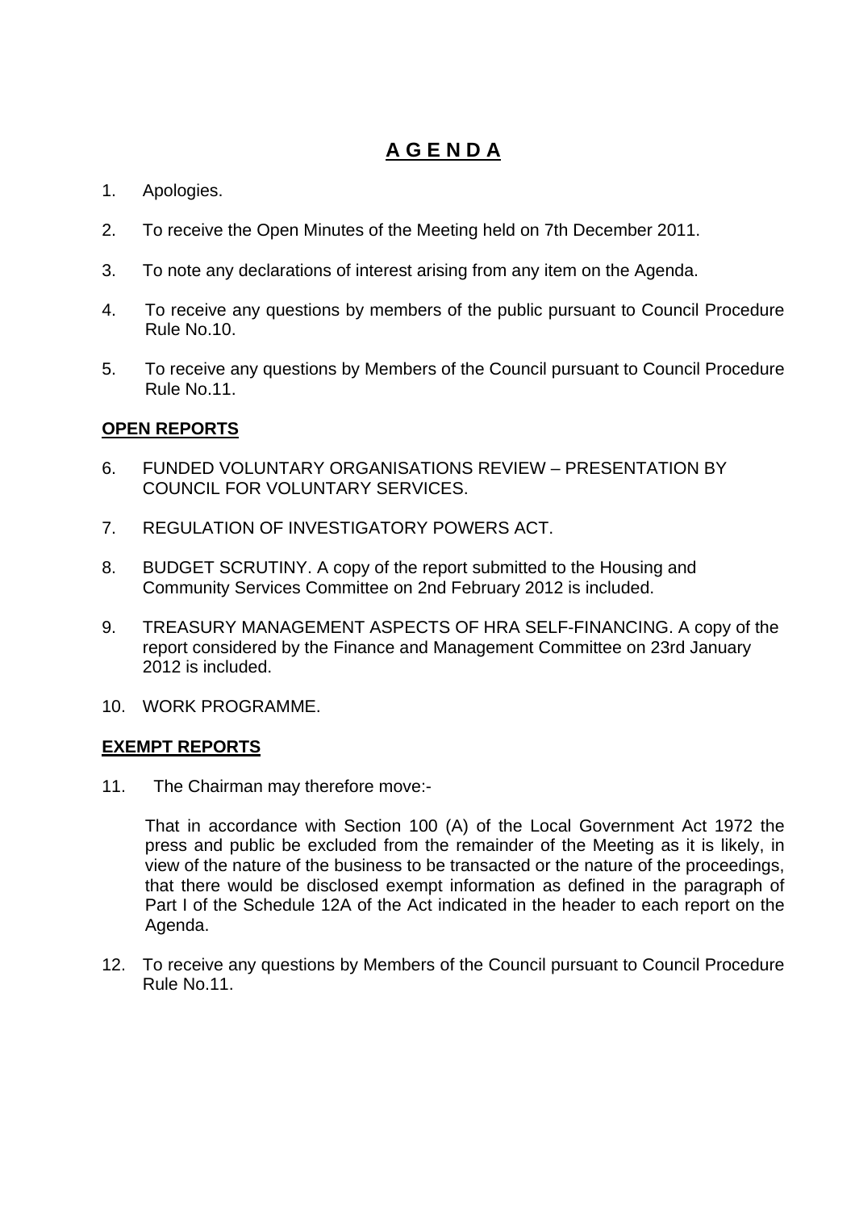# A G E N D A

1. Apologies.

2. To receive the Open Minutes of the Meeting held on 7th December 2011.

3. To note any declarations of interest arising from any item on the Agenda.

4. To receive any questions by members of the public pursuant to Council Procedure Rule No.10.

5. To receive any questions by Members of the Council pursuant to Council Procedure Rule No.11.

**OPEN REPORTS**

6. FUNDED VOLUNTARY ORGANISATIONS REVIEW – PRESENTATION BY COUNCIL FOR VOLUNTARY SERVICES.

7. REGULATION OF INVESTIGATORY POWERS ACT.

8. BUDGET SCRUTINY. A copy of the report submitted to the Housing and Community Services Committee on 2nd February 2012 is included.

9. TREASURY MANAGEMENT ASPECTS OF HRA SELF-FINANCING. A copy of the report considered by the Finance and Management Committee on 23rd January 2012 is included.

10. WORK PROGRAMME.

**EXEMPT REPORTS**

11. The Chairman may therefore move:-

    That in accordance with Section 100 (A) of the Local Government Act 1972 the press and public be excluded from the remainder of the Meeting as it is likely, in view of the nature of the business to be transacted or the nature of the proceedings, that there would be disclosed exempt information as defined in the paragraph of Part I of the Schedule 12A of the Act indicated in the header to each report on the Agenda.

12. To receive any questions by Members of the Council pursuant to Council Procedure Rule No.11.